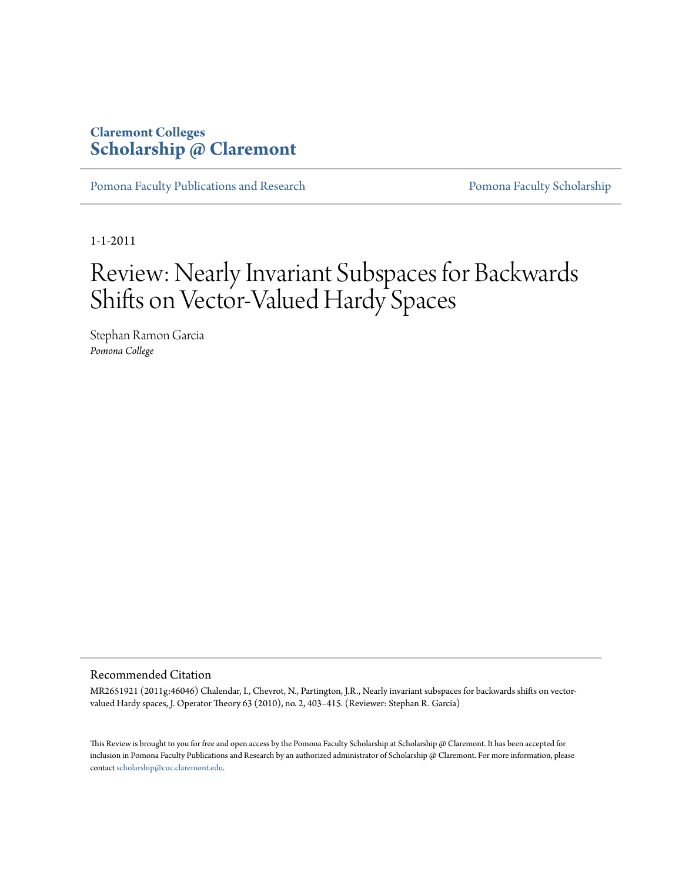**Claremont Colleges**
**Scholarship @ Claremont**

Pomona Faculty Publications and Research | Pomona Faculty Scholarship

1-1-2011

# Review: Nearly Invariant Subspaces for Backwards Shifts on Vector-Valued Hardy Spaces

Stephan Ramon Garcia
*Pomona College*

## Recommended Citation

MR2651921 (2011g:46046) Chalendar, I., Chevrot, N., Partington, J.R., Nearly invariant subspaces for backwards shifts on vector-valued Hardy spaces, J. Operator Theory 63 (2010), no. 2, 403–415. (Reviewer: Stephan R. Garcia)

This Review is brought to you for free and open access by the Pomona Faculty Scholarship at Scholarship @ Claremont. It has been accepted for inclusion in Pomona Faculty Publications and Research by an authorized administrator of Scholarship @ Claremont. For more information, please contact scholarship@cuc.claremont.edu.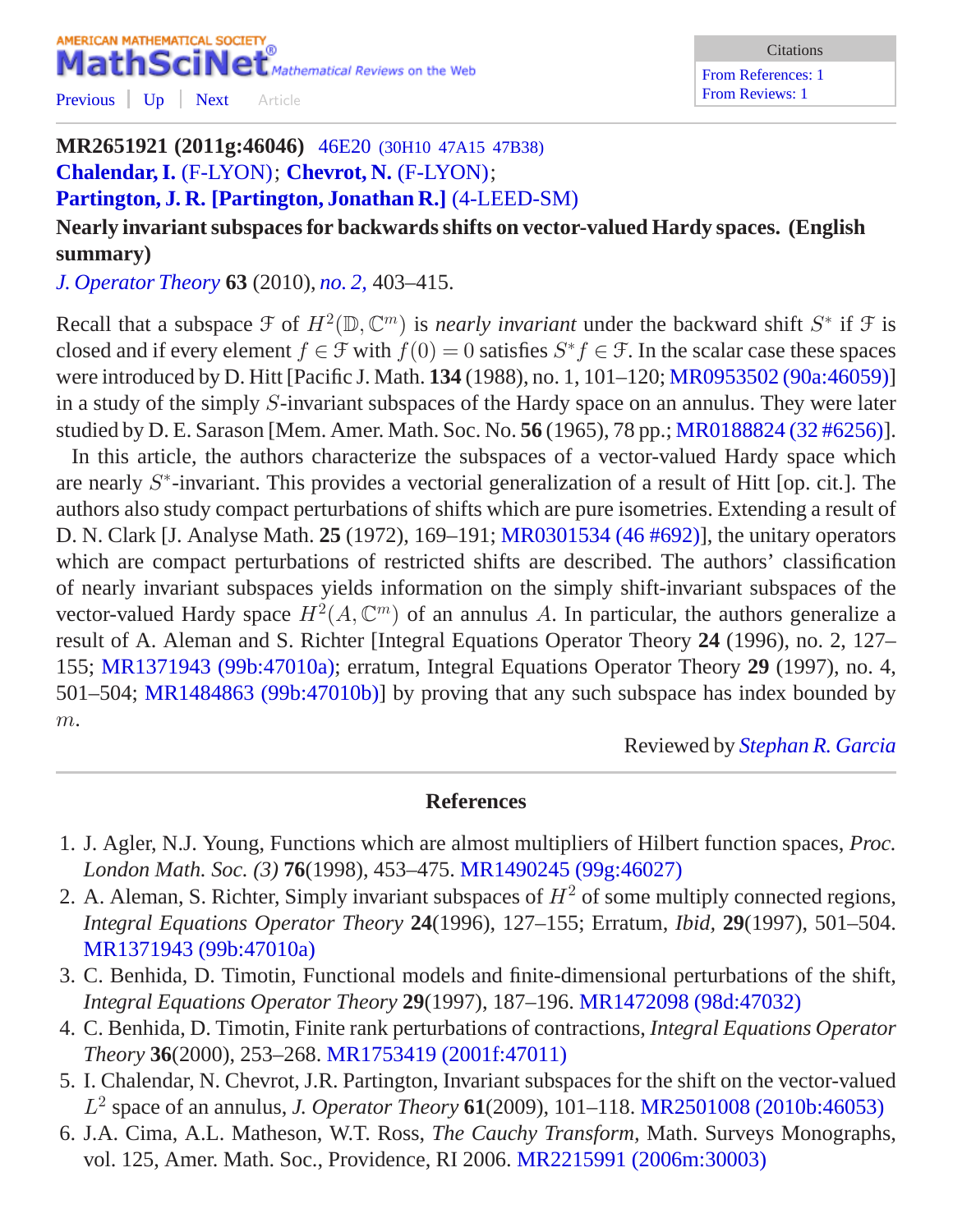AMERICAN MATHEMATICAL SOCIETY
**MathSciNet** Mathematical Reviews on the Web

Previous | Up | Next Article

Citations
From References: 1
From Reviews: 1

**MR2651921 (2011g:46046)** 46E20 (30H10 47A15 47B38)
**Chalendar, I.** (F-LYON); **Chevrot, N.** (F-LYON);
**Partington, J. R. [Partington, Jonathan R.]** (4-LEED-SM)

**Nearly invariant subspaces for backwards shifts on vector-valued Hardy spaces. (English summary)**

*J. Operator Theory* **63** (2010), *no. 2,* 403–415.

Recall that a subspace $\mathcal{F}$ of $H^2(\mathbb{D}, \mathbb{C}^m)$ is *nearly invariant* under the backward shift $S^*$ if $\mathcal{F}$ is closed and if every element $f \in \mathcal{F}$ with $f(0) = 0$ satisfies $S^* f \in \mathcal{F}$. In the scalar case these spaces were introduced by D. Hitt [Pacific J. Math. **134** (1988), no. 1, 101–120; MR0953502 (90a:46059)] in a study of the simply $S$-invariant subspaces of the Hardy space on an annulus. They were later studied by D. E. Sarason [Mem. Amer. Math. Soc. No. **56** (1965), 78 pp.; MR0188824 (32 #6256)].

In this article, the authors characterize the subspaces of a vector-valued Hardy space which are nearly $S^*$-invariant. This provides a vectorial generalization of a result of Hitt [op. cit.]. The authors also study compact perturbations of shifts which are pure isometries. Extending a result of D. N. Clark [J. Analyse Math. **25** (1972), 169–191; MR0301534 (46 #692)], the unitary operators which are compact perturbations of restricted shifts are described. The authors' classification of nearly invariant subspaces yields information on the simply shift-invariant subspaces of the vector-valued Hardy space $H^2(A, \mathbb{C}^m)$ of an annulus $A$. In particular, the authors generalize a result of A. Aleman and S. Richter [Integral Equations Operator Theory **24** (1996), no. 2, 127–155; MR1371943 (99b:47010a); erratum, Integral Equations Operator Theory **29** (1997), no. 4, 501–504; MR1484863 (99b:47010b)] by proving that any such subspace has index bounded by $m$.

Reviewed by *Stephan R. Garcia*

## References

1. J. Agler, N.J. Young, Functions which are almost multipliers of Hilbert function spaces, *Proc. London Math. Soc. (3)* **76**(1998), 453–475. MR1490245 (99g:46027)
2. A. Aleman, S. Richter, Simply invariant subspaces of $H^2$ of some multiply connected regions, *Integral Equations Operator Theory* **24**(1996), 127–155; Erratum, *Ibid*, **29**(1997), 501–504. MR1371943 (99b:47010a)
3. C. Benhida, D. Timotin, Functional models and finite-dimensional perturbations of the shift, *Integral Equations Operator Theory* **29**(1997), 187–196. MR1472098 (98d:47032)
4. C. Benhida, D. Timotin, Finite rank perturbations of contractions, *Integral Equations Operator Theory* **36**(2000), 253–268. MR1753419 (2001f:47011)
5. I. Chalendar, N. Chevrot, J.R. Partington, Invariant subspaces for the shift on the vector-valued $L^2$ space of an annulus, *J. Operator Theory* **61**(2009), 101–118. MR2501008 (2010b:46053)
6. J.A. Cima, A.L. Matheson, W.T. Ross, *The Cauchy Transform*, Math. Surveys Monographs, vol. 125, Amer. Math. Soc., Providence, RI 2006. MR2215991 (2006m:30003)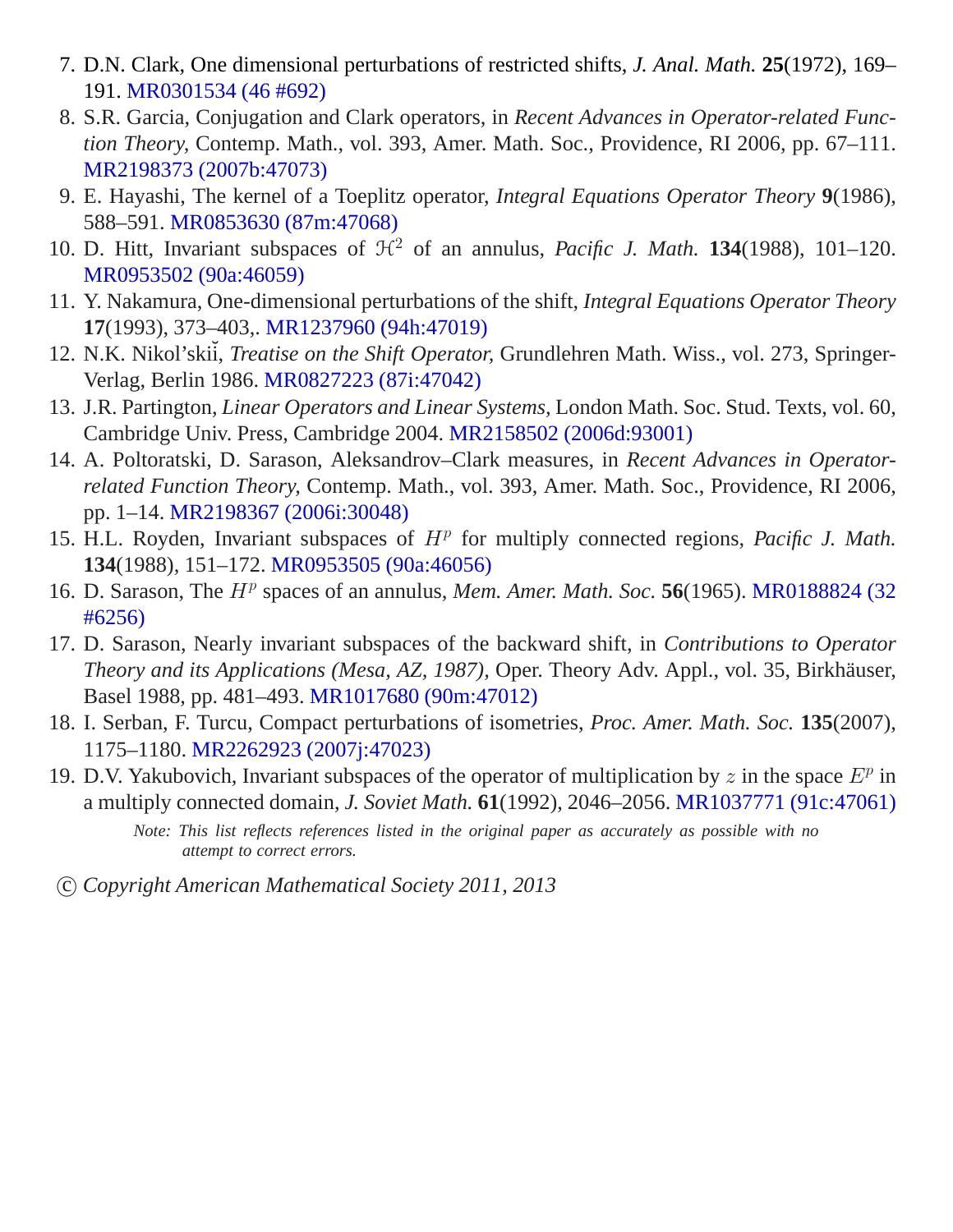7. D.N. Clark, One dimensional perturbations of restricted shifts, *J. Anal. Math.* **25**(1972), 169–191. MR0301534 (46 #692)
8. S.R. Garcia, Conjugation and Clark operators, in *Recent Advances in Operator-related Function Theory,* Contemp. Math., vol. 393, Amer. Math. Soc., Providence, RI 2006, pp. 67–111. MR2198373 (2007b:47073)
9. E. Hayashi, The kernel of a Toeplitz operator, *Integral Equations Operator Theory* **9**(1986), 588–591. MR0853630 (87m:47068)
10. D. Hitt, Invariant subspaces of $\mathcal{H}^2$ of an annulus, *Pacific J. Math.* **134**(1988), 101–120. MR0953502 (90a:46059)
11. Y. Nakamura, One-dimensional perturbations of the shift, *Integral Equations Operator Theory* **17**(1993), 373–403,. MR1237960 (94h:47019)
12. N.K. Nikol'skiĭ, *Treatise on the Shift Operator,* Grundlehren Math. Wiss., vol. 273, Springer-Verlag, Berlin 1986. MR0827223 (87i:47042)
13. J.R. Partington, *Linear Operators and Linear Systems,* London Math. Soc. Stud. Texts, vol. 60, Cambridge Univ. Press, Cambridge 2004. MR2158502 (2006d:93001)
14. A. Poltoratski, D. Sarason, Aleksandrov–Clark measures, in *Recent Advances in Operator-related Function Theory,* Contemp. Math., vol. 393, Amer. Math. Soc., Providence, RI 2006, pp. 1–14. MR2198367 (2006i:30048)
15. H.L. Royden, Invariant subspaces of $H^p$ for multiply connected regions, *Pacific J. Math.* **134**(1988), 151–172. MR0953505 (90a:46056)
16. D. Sarason, The $H^p$ spaces of an annulus, *Mem. Amer. Math. Soc.* **56**(1965). MR0188824 (32 #6256)
17. D. Sarason, Nearly invariant subspaces of the backward shift, in *Contributions to Operator Theory and its Applications (Mesa, AZ, 1987),* Oper. Theory Adv. Appl., vol. 35, Birkhäuser, Basel 1988, pp. 481–493. MR1017680 (90m:47012)
18. I. Serban, F. Turcu, Compact perturbations of isometries, *Proc. Amer. Math. Soc.* **135**(2007), 1175–1180. MR2262923 (2007j:47023)
19. D.V. Yakubovich, Invariant subspaces of the operator of multiplication by $z$ in the space $E^p$ in a multiply connected domain, *J. Soviet Math.* **61**(1992), 2046–2056. MR1037771 (91c:47061)

*Note: This list reflects references listed in the original paper as accurately as possible with no attempt to correct errors.*

© *Copyright American Mathematical Society 2011, 2013*